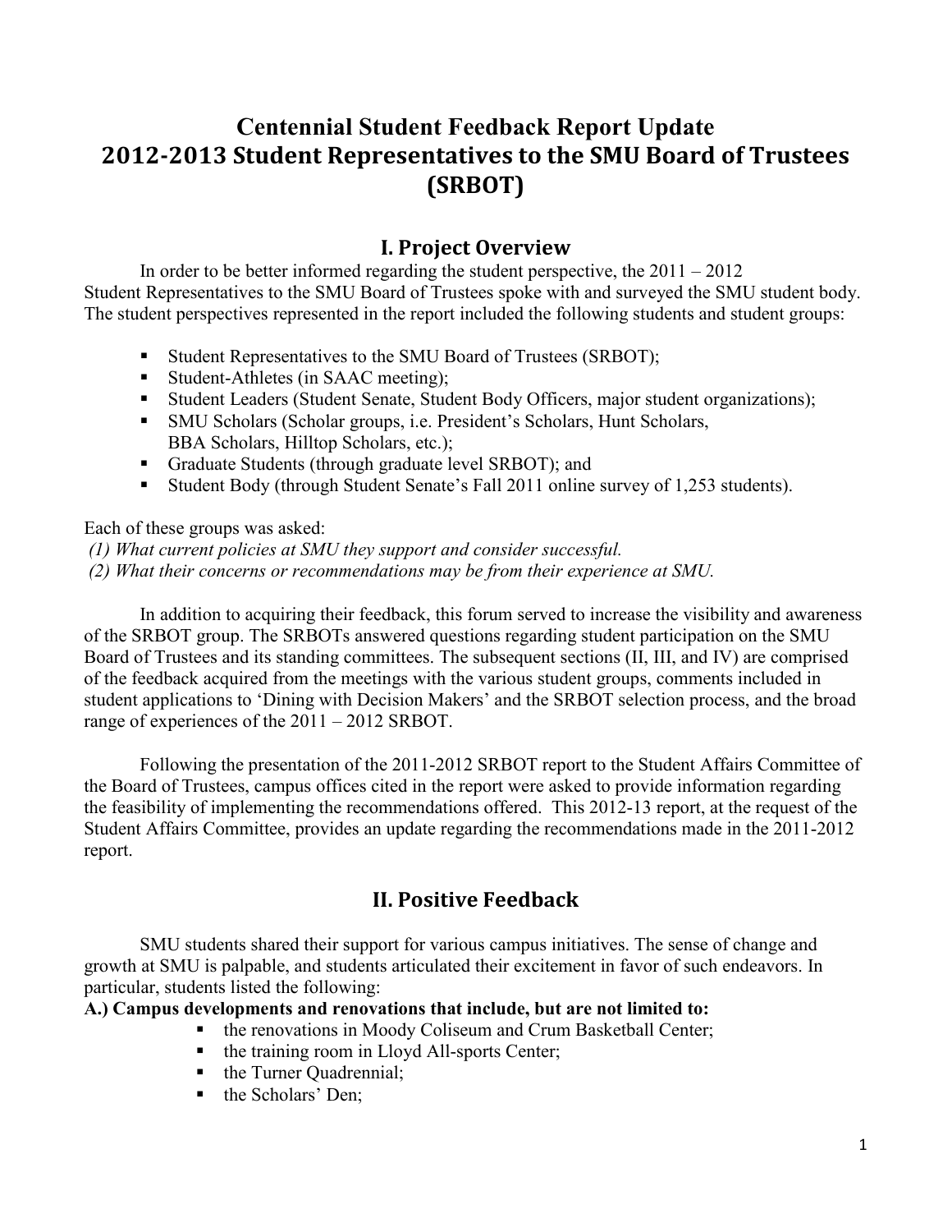# Centennial Student Feedback Report Update
# 2012-2013 Student Representatives to the SMU Board of Trustees (SRBOT)

## I. Project Overview

In order to be better informed regarding the student perspective, the 2011 – 2012 Student Representatives to the SMU Board of Trustees spoke with and surveyed the SMU student body. The student perspectives represented in the report included the following students and student groups:

- Student Representatives to the SMU Board of Trustees (SRBOT);
- Student-Athletes (in SAAC meeting);
- Student Leaders (Student Senate, Student Body Officers, major student organizations);
- SMU Scholars (Scholar groups, i.e. President's Scholars, Hunt Scholars, BBA Scholars, Hilltop Scholars, etc.);
- Graduate Students (through graduate level SRBOT); and
- Student Body (through Student Senate's Fall 2011 online survey of 1,253 students).

Each of these groups was asked:

*(1) What current policies at SMU they support and consider successful.*

*(2) What their concerns or recommendations may be from their experience at SMU.*

In addition to acquiring their feedback, this forum served to increase the visibility and awareness of the SRBOT group. The SRBOTs answered questions regarding student participation on the SMU Board of Trustees and its standing committees. The subsequent sections (II, III, and IV) are comprised of the feedback acquired from the meetings with the various student groups, comments included in student applications to 'Dining with Decision Makers' and the SRBOT selection process, and the broad range of experiences of the 2011 – 2012 SRBOT.

Following the presentation of the 2011-2012 SRBOT report to the Student Affairs Committee of the Board of Trustees, campus offices cited in the report were asked to provide information regarding the feasibility of implementing the recommendations offered. This 2012-13 report, at the request of the Student Affairs Committee, provides an update regarding the recommendations made in the 2011-2012 report.

## II. Positive Feedback

SMU students shared their support for various campus initiatives. The sense of change and growth at SMU is palpable, and students articulated their excitement in favor of such endeavors. In particular, students listed the following:

**A.) Campus developments and renovations that include, but are not limited to:**

- the renovations in Moody Coliseum and Crum Basketball Center;
- the training room in Lloyd All-sports Center;
- the Turner Quadrennial;
- the Scholars' Den;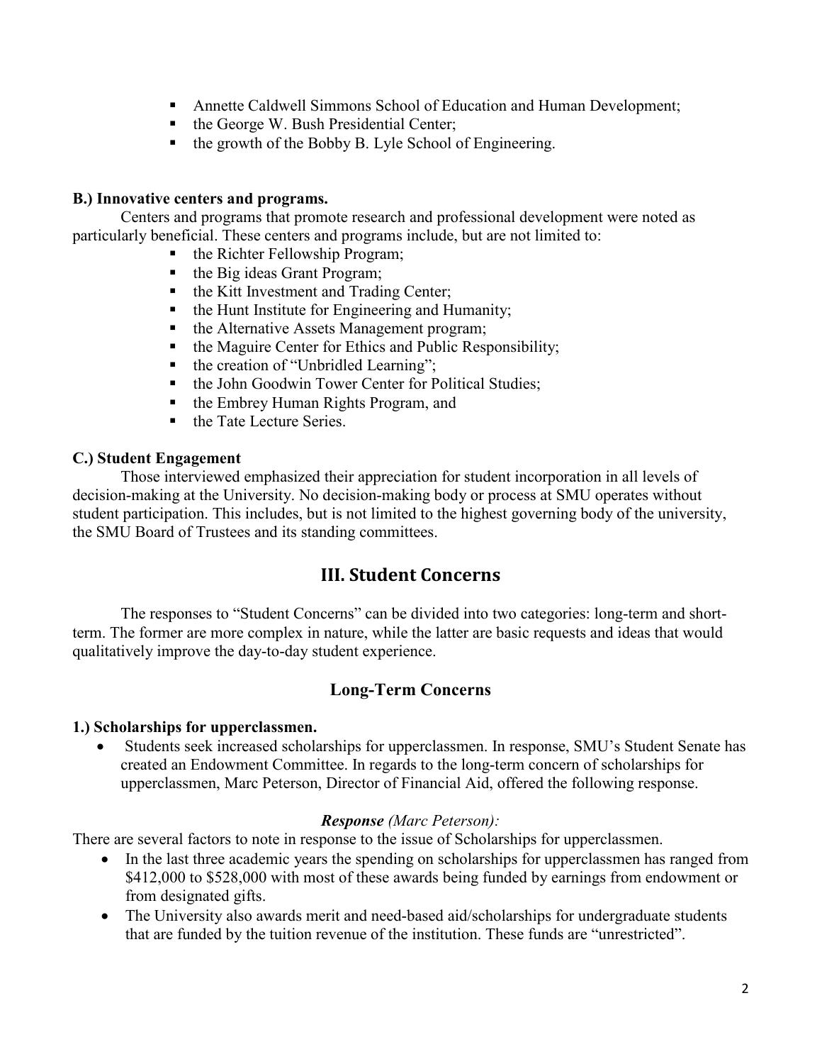- Annette Caldwell Simmons School of Education and Human Development;
- the George W. Bush Presidential Center;
- the growth of the Bobby B. Lyle School of Engineering.

**B.) Innovative centers and programs.**

Centers and programs that promote research and professional development were noted as particularly beneficial. These centers and programs include, but are not limited to:

- the Richter Fellowship Program;
- the Big ideas Grant Program;
- the Kitt Investment and Trading Center;
- the Hunt Institute for Engineering and Humanity;
- the Alternative Assets Management program;
- the Maguire Center for Ethics and Public Responsibility;
- the creation of "Unbridled Learning";
- the John Goodwin Tower Center for Political Studies;
- the Embrey Human Rights Program, and
- the Tate Lecture Series.

**C.) Student Engagement**

Those interviewed emphasized their appreciation for student incorporation in all levels of decision-making at the University. No decision-making body or process at SMU operates without student participation. This includes, but is not limited to the highest governing body of the university, the SMU Board of Trustees and its standing committees.

## III. Student Concerns

The responses to "Student Concerns" can be divided into two categories: long-term and short-term. The former are more complex in nature, while the latter are basic requests and ideas that would qualitatively improve the day-to-day student experience.

### Long-Term Concerns

**1.) Scholarships for upperclassmen.**

- Students seek increased scholarships for upperclassmen. In response, SMU's Student Senate has created an Endowment Committee. In regards to the long-term concern of scholarships for upperclassmen, Marc Peterson, Director of Financial Aid, offered the following response.

***Response*** *(Marc Peterson):*

There are several factors to note in response to the issue of Scholarships for upperclassmen.

- In the last three academic years the spending on scholarships for upperclassmen has ranged from \$412,000 to \$528,000 with most of these awards being funded by earnings from endowment or from designated gifts.
- The University also awards merit and need-based aid/scholarships for undergraduate students that are funded by the tuition revenue of the institution. These funds are "unrestricted".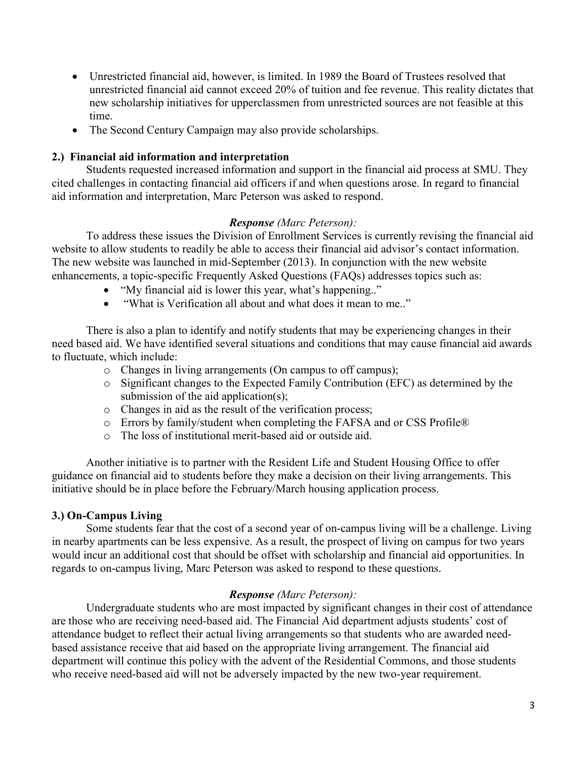- Unrestricted financial aid, however, is limited. In 1989 the Board of Trustees resolved that unrestricted financial aid cannot exceed 20% of tuition and fee revenue. This reality dictates that new scholarship initiatives for upperclassmen from unrestricted sources are not feasible at this time.
- The Second Century Campaign may also provide scholarships.

**2.) Financial aid information and interpretation**

Students requested increased information and support in the financial aid process at SMU. They cited challenges in contacting financial aid officers if and when questions arose. In regard to financial aid information and interpretation, Marc Peterson was asked to respond.

***Response*** *(Marc Peterson):*

To address these issues the Division of Enrollment Services is currently revising the financial aid website to allow students to readily be able to access their financial aid advisor's contact information. The new website was launched in mid-September (2013). In conjunction with the new website enhancements, a topic-specific Frequently Asked Questions (FAQs) addresses topics such as:

- "My financial aid is lower this year, what's happening.."
- "What is Verification all about and what does it mean to me.."

There is also a plan to identify and notify students that may be experiencing changes in their need based aid. We have identified several situations and conditions that may cause financial aid awards to fluctuate, which include:

- Changes in living arrangements (On campus to off campus);
- Significant changes to the Expected Family Contribution (EFC) as determined by the submission of the aid application(s);
- Changes in aid as the result of the verification process;
- Errors by family/student when completing the FAFSA and or CSS Profile®
- The loss of institutional merit-based aid or outside aid.

Another initiative is to partner with the Resident Life and Student Housing Office to offer guidance on financial aid to students before they make a decision on their living arrangements. This initiative should be in place before the February/March housing application process.

**3.) On-Campus Living**

Some students fear that the cost of a second year of on-campus living will be a challenge. Living in nearby apartments can be less expensive. As a result, the prospect of living on campus for two years would incur an additional cost that should be offset with scholarship and financial aid opportunities. In regards to on-campus living, Marc Peterson was asked to respond to these questions.

***Response*** *(Marc Peterson):*

Undergraduate students who are most impacted by significant changes in their cost of attendance are those who are receiving need-based aid. The Financial Aid department adjusts students' cost of attendance budget to reflect their actual living arrangements so that students who are awarded need-based assistance receive that aid based on the appropriate living arrangement. The financial aid department will continue this policy with the advent of the Residential Commons, and those students who receive need-based aid will not be adversely impacted by the new two-year requirement.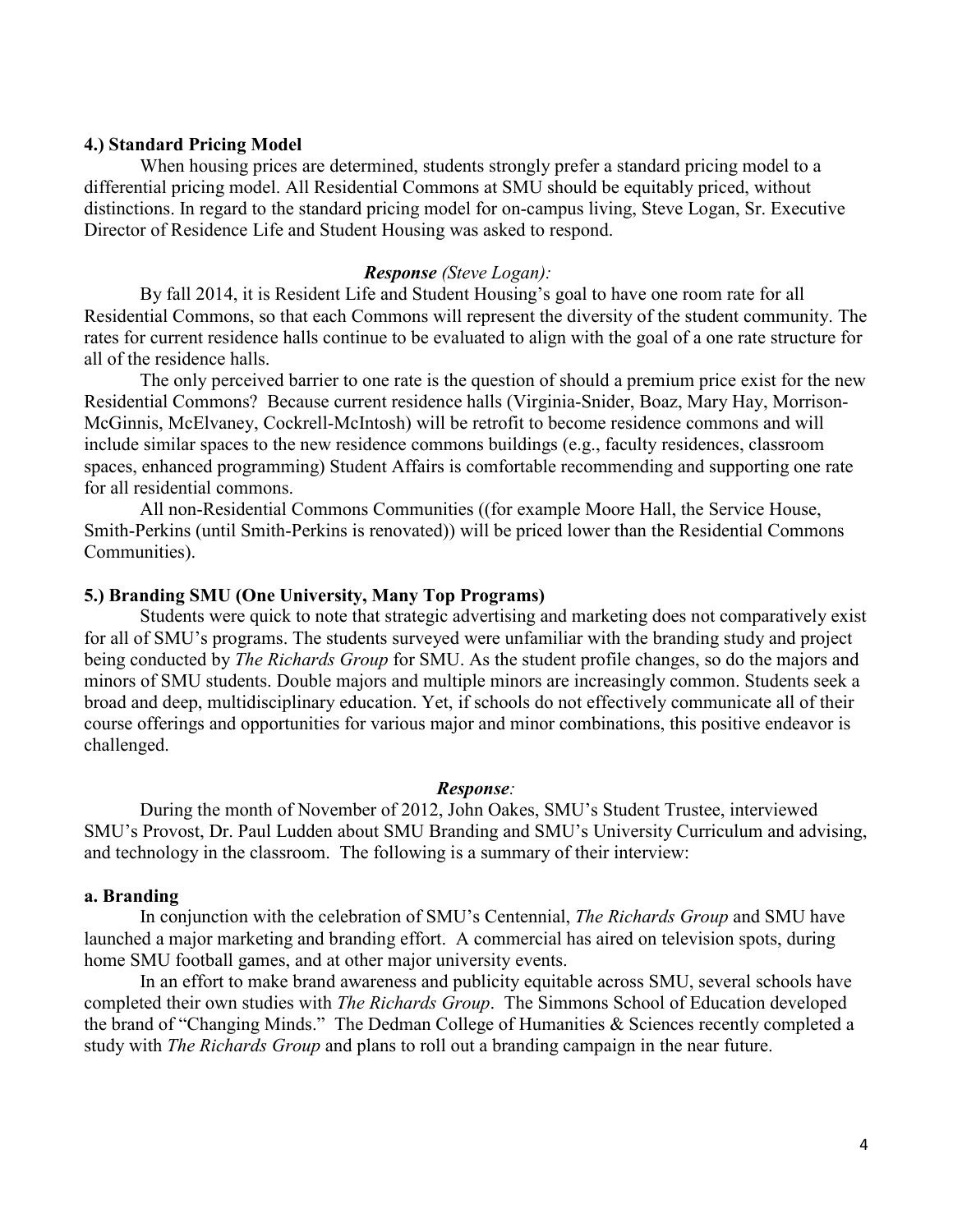**4.) Standard Pricing Model**

When housing prices are determined, students strongly prefer a standard pricing model to a differential pricing model. All Residential Commons at SMU should be equitably priced, without distinctions. In regard to the standard pricing model for on-campus living, Steve Logan, Sr. Executive Director of Residence Life and Student Housing was asked to respond.

***Response*** *(Steve Logan):*

By fall 2014, it is Resident Life and Student Housing's goal to have one room rate for all Residential Commons, so that each Commons will represent the diversity of the student community. The rates for current residence halls continue to be evaluated to align with the goal of a one rate structure for all of the residence halls.

The only perceived barrier to one rate is the question of should a premium price exist for the new Residential Commons? Because current residence halls (Virginia-Snider, Boaz, Mary Hay, Morrison-McGinnis, McElvaney, Cockrell-McIntosh) will be retrofit to become residence commons and will include similar spaces to the new residence commons buildings (e.g., faculty residences, classroom spaces, enhanced programming) Student Affairs is comfortable recommending and supporting one rate for all residential commons.

All non-Residential Commons Communities ((for example Moore Hall, the Service House, Smith-Perkins (until Smith-Perkins is renovated)) will be priced lower than the Residential Commons Communities).

**5.) Branding SMU (One University, Many Top Programs)**

Students were quick to note that strategic advertising and marketing does not comparatively exist for all of SMU's programs. The students surveyed were unfamiliar with the branding study and project being conducted by *The Richards Group* for SMU. As the student profile changes, so do the majors and minors of SMU students. Double majors and multiple minors are increasingly common. Students seek a broad and deep, multidisciplinary education. Yet, if schools do not effectively communicate all of their course offerings and opportunities for various major and minor combinations, this positive endeavor is challenged.

***Response****:*

During the month of November of 2012, John Oakes, SMU's Student Trustee, interviewed SMU's Provost, Dr. Paul Ludden about SMU Branding and SMU's University Curriculum and advising, and technology in the classroom. The following is a summary of their interview:

**a. Branding**

In conjunction with the celebration of SMU's Centennial, *The Richards Group* and SMU have launched a major marketing and branding effort. A commercial has aired on television spots, during home SMU football games, and at other major university events.

In an effort to make brand awareness and publicity equitable across SMU, several schools have completed their own studies with *The Richards Group*. The Simmons School of Education developed the brand of "Changing Minds." The Dedman College of Humanities & Sciences recently completed a study with *The Richards Group* and plans to roll out a branding campaign in the near future.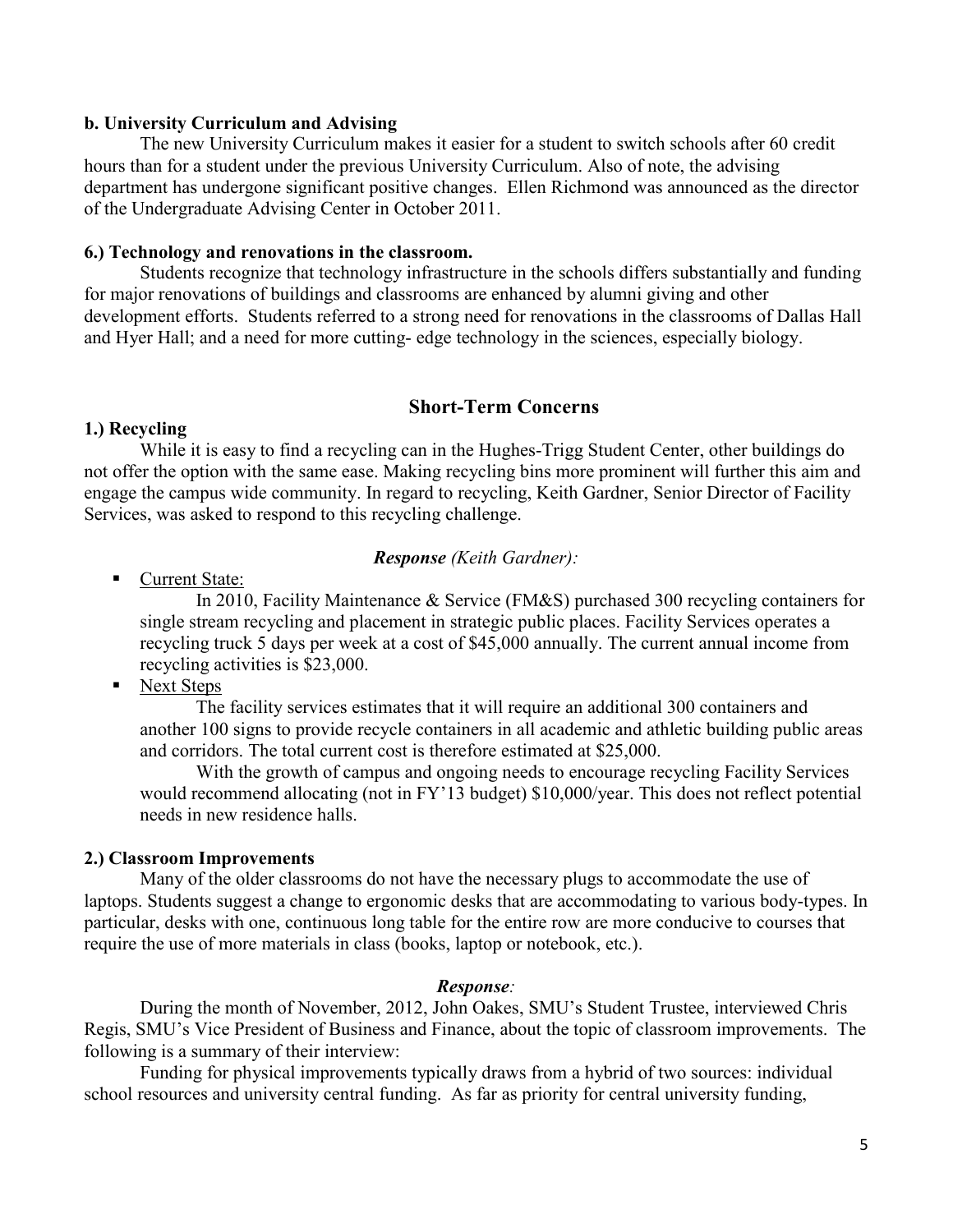**b. University Curriculum and Advising**

The new University Curriculum makes it easier for a student to switch schools after 60 credit hours than for a student under the previous University Curriculum. Also of note, the advising department has undergone significant positive changes. Ellen Richmond was announced as the director of the Undergraduate Advising Center in October 2011.

**6.) Technology and renovations in the classroom.**

Students recognize that technology infrastructure in the schools differs substantially and funding for major renovations of buildings and classrooms are enhanced by alumni giving and other development efforts. Students referred to a strong need for renovations in the classrooms of Dallas Hall and Hyer Hall; and a need for more cutting- edge technology in the sciences, especially biology.

## Short-Term Concerns

**1.) Recycling**

While it is easy to find a recycling can in the Hughes-Trigg Student Center, other buildings do not offer the option with the same ease. Making recycling bins more prominent will further this aim and engage the campus wide community. In regard to recycling, Keith Gardner, Senior Director of Facility Services, was asked to respond to this recycling challenge.

***Response** (Keith Gardner):*

- Current State:

  In 2010, Facility Maintenance & Service (FM&S) purchased 300 recycling containers for single stream recycling and placement in strategic public places. Facility Services operates a recycling truck 5 days per week at a cost of $45,000 annually. The current annual income from recycling activities is $23,000.

- Next Steps

  The facility services estimates that it will require an additional 300 containers and another 100 signs to provide recycle containers in all academic and athletic building public areas and corridors. The total current cost is therefore estimated at $25,000.

  With the growth of campus and ongoing needs to encourage recycling Facility Services would recommend allocating (not in FY'13 budget) $10,000/year. This does not reflect potential needs in new residence halls.

**2.) Classroom Improvements**

Many of the older classrooms do not have the necessary plugs to accommodate the use of laptops. Students suggest a change to ergonomic desks that are accommodating to various body-types. In particular, desks with one, continuous long table for the entire row are more conducive to courses that require the use of more materials in class (books, laptop or notebook, etc.).

***Response**:*

During the month of November, 2012, John Oakes, SMU's Student Trustee, interviewed Chris Regis, SMU's Vice President of Business and Finance, about the topic of classroom improvements. The following is a summary of their interview:

Funding for physical improvements typically draws from a hybrid of two sources: individual school resources and university central funding. As far as priority for central university funding,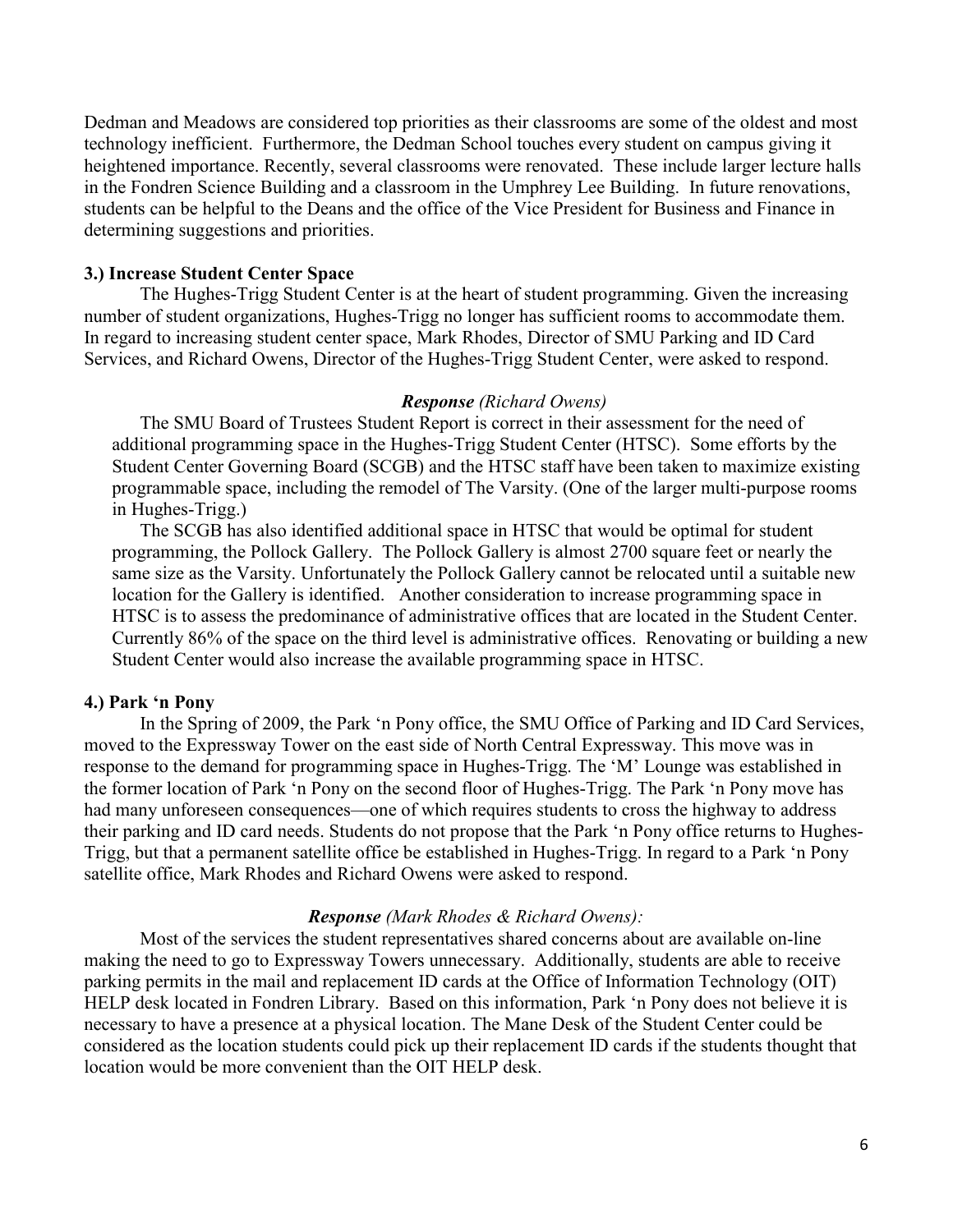Dedman and Meadows are considered top priorities as their classrooms are some of the oldest and most technology inefficient. Furthermore, the Dedman School touches every student on campus giving it heightened importance. Recently, several classrooms were renovated. These include larger lecture halls in the Fondren Science Building and a classroom in the Umphrey Lee Building. In future renovations, students can be helpful to the Deans and the office of the Vice President for Business and Finance in determining suggestions and priorities.

**3.) Increase Student Center Space**

The Hughes-Trigg Student Center is at the heart of student programming. Given the increasing number of student organizations, Hughes-Trigg no longer has sufficient rooms to accommodate them. In regard to increasing student center space, Mark Rhodes, Director of SMU Parking and ID Card Services, and Richard Owens, Director of the Hughes-Trigg Student Center, were asked to respond.

***Response** (Richard Owens)*

The SMU Board of Trustees Student Report is correct in their assessment for the need of additional programming space in the Hughes-Trigg Student Center (HTSC). Some efforts by the Student Center Governing Board (SCGB) and the HTSC staff have been taken to maximize existing programmable space, including the remodel of The Varsity. (One of the larger multi-purpose rooms in Hughes-Trigg.)

The SCGB has also identified additional space in HTSC that would be optimal for student programming, the Pollock Gallery. The Pollock Gallery is almost 2700 square feet or nearly the same size as the Varsity. Unfortunately the Pollock Gallery cannot be relocated until a suitable new location for the Gallery is identified. Another consideration to increase programming space in HTSC is to assess the predominance of administrative offices that are located in the Student Center. Currently 86% of the space on the third level is administrative offices. Renovating or building a new Student Center would also increase the available programming space in HTSC.

**4.) Park 'n Pony**

In the Spring of 2009, the Park 'n Pony office, the SMU Office of Parking and ID Card Services, moved to the Expressway Tower on the east side of North Central Expressway. This move was in response to the demand for programming space in Hughes-Trigg. The 'M' Lounge was established in the former location of Park 'n Pony on the second floor of Hughes-Trigg. The Park 'n Pony move has had many unforeseen consequences—one of which requires students to cross the highway to address their parking and ID card needs. Students do not propose that the Park 'n Pony office returns to Hughes-Trigg, but that a permanent satellite office be established in Hughes-Trigg. In regard to a Park 'n Pony satellite office, Mark Rhodes and Richard Owens were asked to respond.

***Response** (Mark Rhodes & Richard Owens):*

Most of the services the student representatives shared concerns about are available on-line making the need to go to Expressway Towers unnecessary. Additionally, students are able to receive parking permits in the mail and replacement ID cards at the Office of Information Technology (OIT) HELP desk located in Fondren Library. Based on this information, Park 'n Pony does not believe it is necessary to have a presence at a physical location. The Mane Desk of the Student Center could be considered as the location students could pick up their replacement ID cards if the students thought that location would be more convenient than the OIT HELP desk.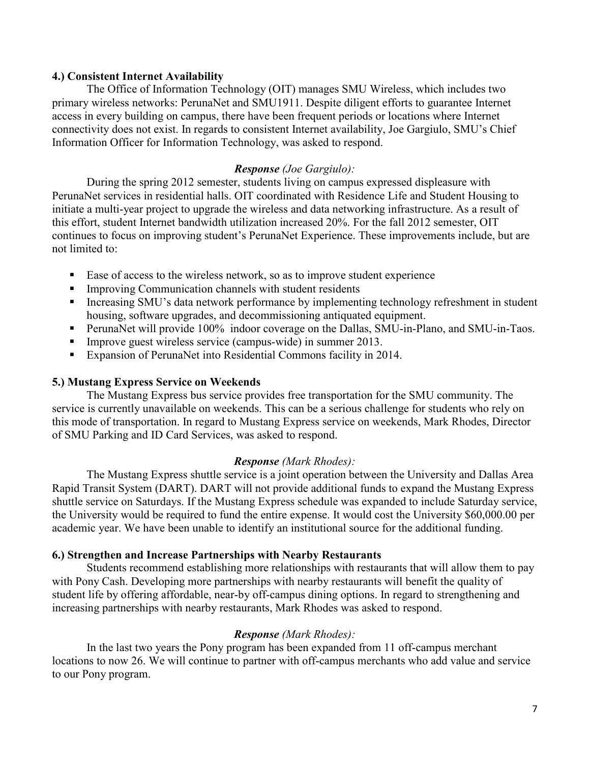**4.) Consistent Internet Availability**

The Office of Information Technology (OIT) manages SMU Wireless, which includes two primary wireless networks: PerunaNet and SMU1911. Despite diligent efforts to guarantee Internet access in every building on campus, there have been frequent periods or locations where Internet connectivity does not exist. In regards to consistent Internet availability, Joe Gargiulo, SMU's Chief Information Officer for Information Technology, was asked to respond.

***Response** (Joe Gargiulo):*

During the spring 2012 semester, students living on campus expressed displeasure with PerunaNet services in residential halls. OIT coordinated with Residence Life and Student Housing to initiate a multi-year project to upgrade the wireless and data networking infrastructure. As a result of this effort, student Internet bandwidth utilization increased 20%. For the fall 2012 semester, OIT continues to focus on improving student's PerunaNet Experience. These improvements include, but are not limited to:

- Ease of access to the wireless network, so as to improve student experience
- Improving Communication channels with student residents
- Increasing SMU's data network performance by implementing technology refreshment in student housing, software upgrades, and decommissioning antiquated equipment.
- PerunaNet will provide 100% indoor coverage on the Dallas, SMU-in-Plano, and SMU-in-Taos.
- Improve guest wireless service (campus-wide) in summer 2013.
- Expansion of PerunaNet into Residential Commons facility in 2014.

**5.) Mustang Express Service on Weekends**

The Mustang Express bus service provides free transportation for the SMU community. The service is currently unavailable on weekends. This can be a serious challenge for students who rely on this mode of transportation. In regard to Mustang Express service on weekends, Mark Rhodes, Director of SMU Parking and ID Card Services, was asked to respond.

***Response** (Mark Rhodes):*

The Mustang Express shuttle service is a joint operation between the University and Dallas Area Rapid Transit System (DART). DART will not provide additional funds to expand the Mustang Express shuttle service on Saturdays. If the Mustang Express schedule was expanded to include Saturday service, the University would be required to fund the entire expense. It would cost the University $60,000.00 per academic year. We have been unable to identify an institutional source for the additional funding.

**6.) Strengthen and Increase Partnerships with Nearby Restaurants**

Students recommend establishing more relationships with restaurants that will allow them to pay with Pony Cash. Developing more partnerships with nearby restaurants will benefit the quality of student life by offering affordable, near-by off-campus dining options. In regard to strengthening and increasing partnerships with nearby restaurants, Mark Rhodes was asked to respond.

***Response** (Mark Rhodes):*

In the last two years the Pony program has been expanded from 11 off-campus merchant locations to now 26. We will continue to partner with off-campus merchants who add value and service to our Pony program.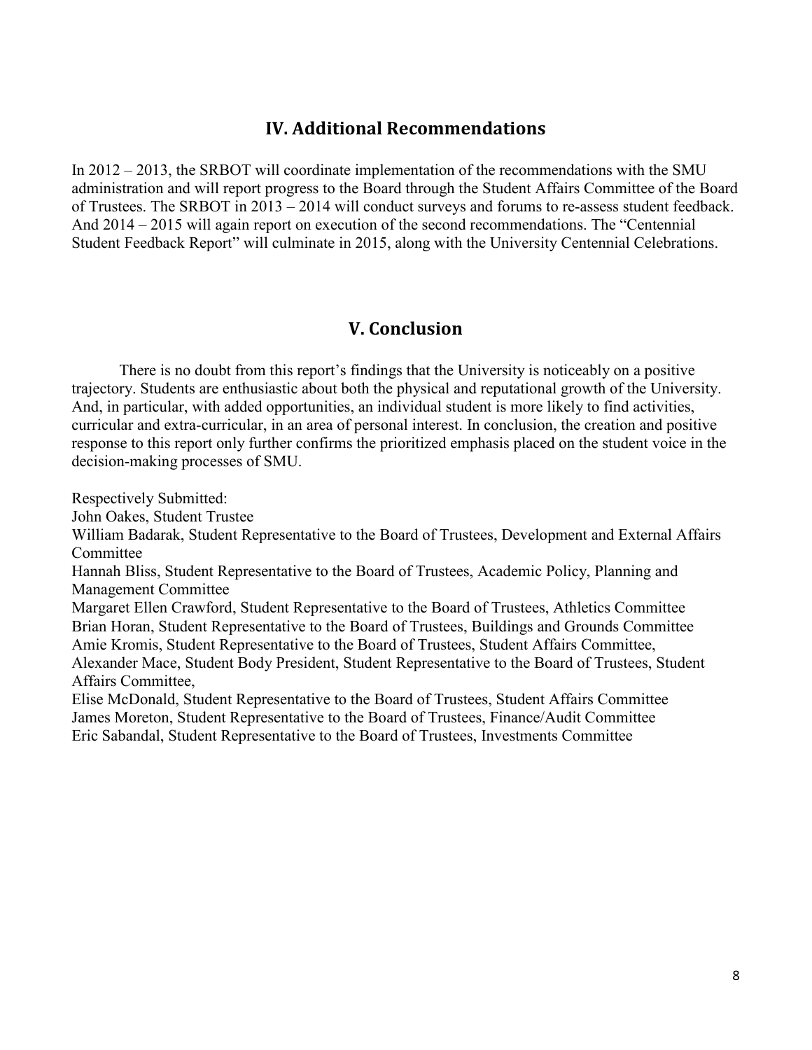## IV. Additional Recommendations

In 2012 – 2013, the SRBOT will coordinate implementation of the recommendations with the SMU administration and will report progress to the Board through the Student Affairs Committee of the Board of Trustees. The SRBOT in 2013 – 2014 will conduct surveys and forums to re-assess student feedback. And 2014 – 2015 will again report on execution of the second recommendations. The "Centennial Student Feedback Report" will culminate in 2015, along with the University Centennial Celebrations.

## V. Conclusion

There is no doubt from this report's findings that the University is noticeably on a positive trajectory. Students are enthusiastic about both the physical and reputational growth of the University. And, in particular, with added opportunities, an individual student is more likely to find activities, curricular and extra-curricular, in an area of personal interest. In conclusion, the creation and positive response to this report only further confirms the prioritized emphasis placed on the student voice in the decision-making processes of SMU.

Respectively Submitted:
John Oakes, Student Trustee
William Badarak, Student Representative to the Board of Trustees, Development and External Affairs Committee
Hannah Bliss, Student Representative to the Board of Trustees, Academic Policy, Planning and Management Committee
Margaret Ellen Crawford, Student Representative to the Board of Trustees, Athletics Committee
Brian Horan, Student Representative to the Board of Trustees, Buildings and Grounds Committee
Amie Kromis, Student Representative to the Board of Trustees, Student Affairs Committee,
Alexander Mace, Student Body President, Student Representative to the Board of Trustees, Student Affairs Committee,
Elise McDonald, Student Representative to the Board of Trustees, Student Affairs Committee
James Moreton, Student Representative to the Board of Trustees, Finance/Audit Committee
Eric Sabandal, Student Representative to the Board of Trustees, Investments Committee